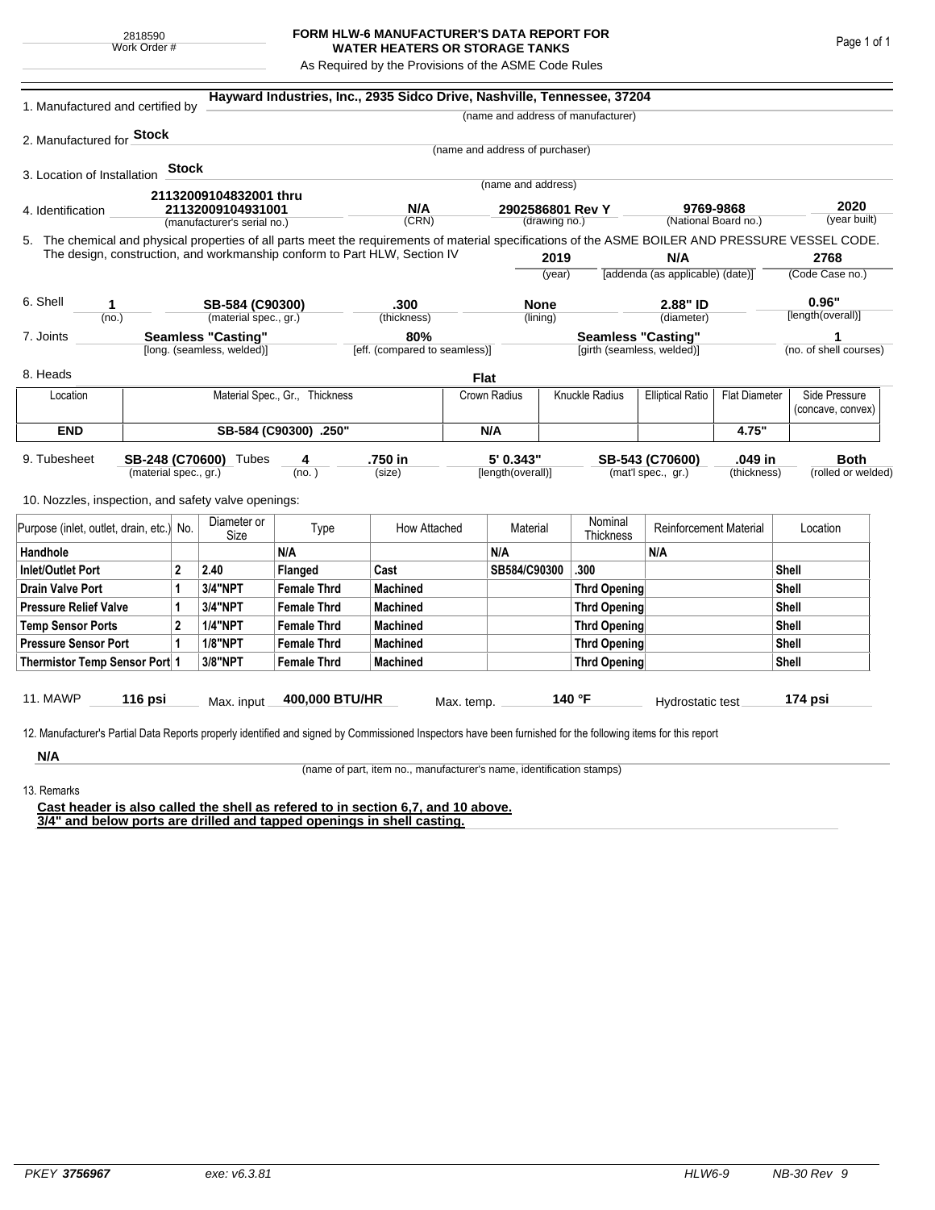2818590
Work Order #

# FORM HLW-6 MANUFACTURER'S DATA REPORT FOR WATER HEATERS OR STORAGE TANKS

As Required by the Provisions of the ASME Code Rules

1. Manufactured and certified by **Hayward Industries, Inc., 2935 Sidco Drive, Nashville, Tennessee, 37204**
(name and address of manufacturer)

2. Manufactured for **Stock**
(name and address of purchaser)

3. Location of Installation **Stock**
(name and address)

4. Identification **21132009104832001 thru 21132009104931001** (manufacturer's serial no.) | **N/A** (CRN) | **2902586801 Rev Y** (drawing no.) | **9769-9868** (National Board no.) | **2020** (year built)

5. The chemical and physical properties of all parts meet the requirements of material specifications of the ASME BOILER AND PRESSURE VESSEL CODE. The design, construction, and workmanship conform to Part HLW, Section IV **2019** (year) | **N/A** [addenda (as applicable) (date)] | **2768** (Code Case no.)

6. Shell **1** (no.) | **SB-584 (C90300)** (material spec., gr.) | **.300** (thickness) | **None** (lining) | **2.88" ID** (diameter) | **0.96"** [length(overall)]

7. Joints **Seamless "Casting"** [long. (seamless, welded)] | **80%** [eff. (compared to seamless)] | **Seamless "Casting"** [girth (seamless, welded)] | **1** (no. of shell courses)

8. Heads **Flat**

| Location | Material Spec., Gr., Thickness | Crown Radius | Knuckle Radius | Elliptical Ratio | Flat Diameter | Side Pressure (concave, convex) |
|---|---|---|---|---|---|---|
| **END** | **SB-584 (C90300) .250"** | **N/A** | | | **4.75"** | |

9. Tubesheet **SB-248 (C70600)** (material spec., gr.) Tubes **4** (no.) | **.750 in** (size) | **5' 0.343"** [length(overall)] | **SB-543 (C70600)** (mat'l spec., gr.) | **.049 in** (thickness) | **Both** (rolled or welded)

10. Nozzles, inspection, and safety valve openings:

| Purpose (inlet, outlet, drain, etc.) | No. | Diameter or Size | Type | How Attached | Material | Nominal Thickness | Reinforcement Material | Location |
|---|---|---|---|---|---|---|---|---|
| **Handhole** | | | **N/A** | | **N/A** | | **N/A** | |
| **Inlet/Outlet Port** | **2** | **2.40** | **Flanged** | **Cast** | **SB584/C90300** | **.300** | | **Shell** |
| **Drain Valve Port** | **1** | **3/4"NPT** | **Female Thrd** | **Machined** | | **Thrd Opening** | | **Shell** |
| **Pressure Relief Valve** | **1** | **3/4"NPT** | **Female Thrd** | **Machined** | | **Thrd Opening** | | **Shell** |
| **Temp Sensor Ports** | **2** | **1/4"NPT** | **Female Thrd** | **Machined** | | **Thrd Opening** | | **Shell** |
| **Pressure Sensor Port** | **1** | **1/8"NPT** | **Female Thrd** | **Machined** | | **Thrd Opening** | | **Shell** |
| **Thermistor Temp Sensor Port** | **1** | **3/8"NPT** | **Female Thrd** | **Machined** | | **Thrd Opening** | | **Shell** |

11. MAWP **116 psi** Max. input **400,000 BTU/HR** Max. temp. **140 °F** Hydrostatic test **174 psi**

12. Manufacturer's Partial Data Reports properly identified and signed by Commissioned Inspectors have been furnished for the following items for this report

**N/A**
(name of part, item no., manufacturer's name, identification stamps)

13. Remarks

**Cast header is also called the shell as refered to in section 6,7, and 10 above.**
**3/4" and below ports are drilled and tapped openings in shell casting.**

PKEY *3756967* | exe: v6.3.81 | HLW6-9 | NB-30 Rev 9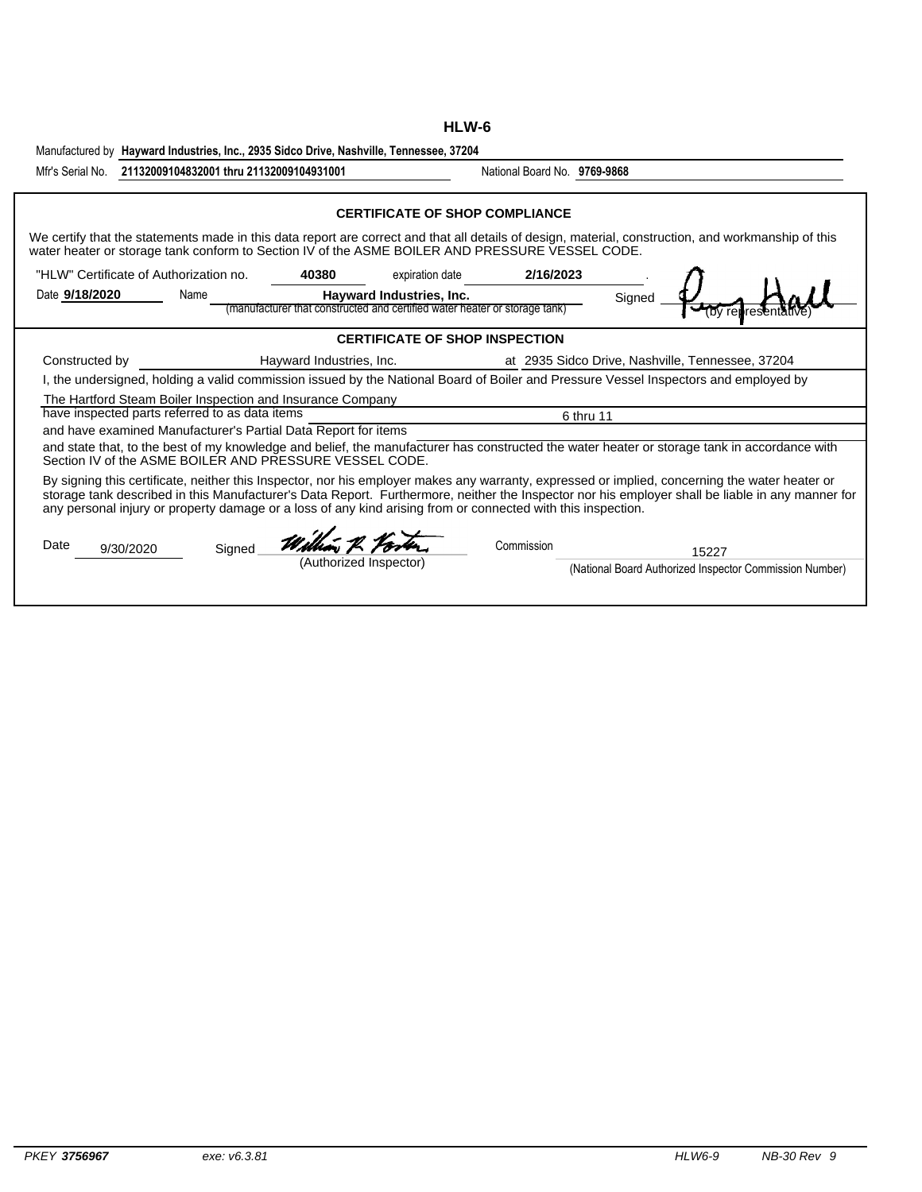# HLW-6

Manufactured by **Hayward Industries, Inc., 2935 Sidco Drive, Nashville, Tennessee, 37204**

Mfr's Serial No. **21132009104832001 thru 21132009104931001** National Board No. **9769-9868**

## CERTIFICATE OF SHOP COMPLIANCE

We certify that the statements made in this data report are correct and that all details of design, material, construction, and workmanship of this water heater or storage tank conform to Section IV of the ASME BOILER AND PRESSURE VESSEL CODE.

"HLW" Certificate of Authorization no. **40380** expiration date **2/16/2023**

Date **9/18/2020** Name **Hayward Industries, Inc.** (manufacturer that constructed and certified water heater or storage tank) Signed Perry Hall (by representative)

## CERTIFICATE OF SHOP INSPECTION

Constructed by Hayward Industries, Inc. at 2935 Sidco Drive, Nashville, Tennessee, 37204

I, the undersigned, holding a valid commission issued by the National Board of Boiler and Pressure Vessel Inspectors and employed by The Hartford Steam Boiler Inspection and Insurance Company

have inspected parts referred to as data items 6 thru 11

and have examined Manufacturer's Partial Data Report for items

and state that, to the best of my knowledge and belief, the manufacturer has constructed the water heater or storage tank in accordance with Section IV of the ASME BOILER AND PRESSURE VESSEL CODE.

By signing this certificate, neither this Inspector, nor his employer makes any warranty, expressed or implied, concerning the water heater or storage tank described in this Manufacturer's Data Report. Furthermore, neither the Inspector nor his employer shall be liable in any manner for any personal injury or property damage or a loss of any kind arising from or connected with this inspection.

Date 9/30/2020 Signed William R. Foster (Authorized Inspector) Commission 15227 (National Board Authorized Inspector Commission Number)

*PKEY* ***3756967*** *exe: v6.3.81* *HLW6-9* *NB-30 Rev 9*